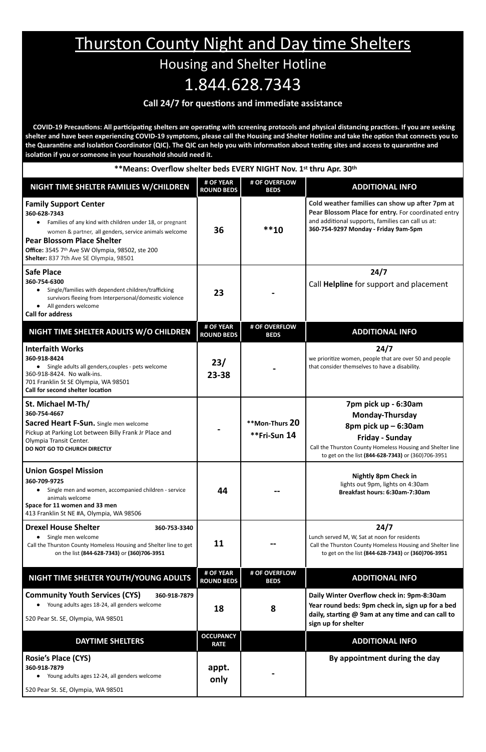# Thurston County Night and Day time Shelters

## Housing and Shelter Hotline

## 1.844.628.7343

**Call 24/7 for questions and immediate assistance**

**COVID-19 Precautions: All participating shelters are operating with screening protocols and physical distancing practices. If you are seeking shelter and have been experiencing COVID-19 symptoms, please call the Housing and Shelter Hotline and take the option that connects you to the Quarantine and Isolation Coordinator (QIC). The QIC can help you with information about testing sites and access to quarantine and isolation if you or someone in your household should need it.**

**\*\*Means: Overflow shelter beds EVERY NIGHT Nov. 1st thru Apr. 30th**

| NIGHT TIME SHELTER FAMILIES W/CHILDREN | # OF YEAR ROUND BEDS | # OF OVERFLOW BEDS | ADDITIONAL INFO |
|---|---|---|---|
| **Family Support Center** **360-628-7343** • Families of any kind with children under 18, or pregnant women & partner, all genders, service animals welcome **Pear Blossom Place Shelter** **Office:** 3545 7th Ave SW Olympia, 98502, ste 200 **Shelter:** 837 7th Ave SE Olympia, 98501 | **36** | **\*\*10** | **Cold weather families can show up after 7pm at Pear Blossom Place for entry.** For coordinated entry and additional supports, families can call us at: **360-754-9297 Monday - Friday 9am-5pm** |
| **Safe Place** **360-754-6300** • Single/families with dependent children/trafficking survivors fleeing from Interpersonal/domestic violence • All genders welcome **Call for address** | **23** | **-** | **24/7** Call **Helpline** for support and placement |
| **NIGHT TIME SHELTER ADULTS W/O CHILDREN** | **# OF YEAR ROUND BEDS** | **# OF OVERFLOW BEDS** | **ADDITIONAL INFO** |
| **Interfaith Works** **360-918-8424** • Single adults all genders,couples - pets welcome 360-918-8424. No walk-ins. 701 Franklin St SE Olympia, WA 98501 **Call for second shelter location** | **23/ 23-38** | **-** | **24/7** we prioritize women, people that are over 50 and people that consider themselves to have a disability. |
| **St. Michael M-Th/** **360-754-4667** **Sacred Heart F-Sun.** Single men welcome Pickup at Parking Lot between Billy Frank Jr Place and Olympia Transit Center. **DO NOT GO TO CHURCH DIRECTLY** | **-** | **\*\*Mon-Thurs 20** **\*\*Fri-Sun 14** | **7pm pick up - 6:30am** **Monday-Thursday** **8pm pick up – 6:30am** **Friday - Sunday** Call the Thurston County Homeless Housing and Shelter line to get on the list **(844-628-7343)** or (360)706-3951 |
| **Union Gospel Mission** **360-709-9725** • Single men and women, accompanied children - service animals welcome **Space for 11 women and 33 men** 413 Franklin St NE #A, Olympia, WA 98506 | **44** | **--** | **Nightly 8pm Check in** lights out 9pm, lights on 4:30am **Breakfast hours: 6:30am-7:30am** |
| **Drexel House Shelter** 360-753-3340 • Single men welcome Call the Thurston County Homeless Housing and Shelter line to get on the list **(844-628-7343)** or **(360)706-3951** | **11** | **--** | **24/7** Lunch served M, W, Sat at noon for residents Call the Thurston County Homeless Housing and Shelter line to get on the list **(844-628-7343)** or **(360)706-3951** |
| **NIGHT TIME SHELTER YOUTH/YOUNG ADULTS** | **# OF YEAR ROUND BEDS** | **# OF OVERFLOW BEDS** | **ADDITIONAL INFO** |
| **Community Youth Services (CYS)** 360-918-7879 • Young adults ages 18-24, all genders welcome 520 Pear St. SE, Olympia, WA 98501 | **18** | **8** | **Daily Winter Overflow check in: 9pm-8:30am** **Year round beds: 9pm check in, sign up for a bed daily, starting @ 9am at any time and can call to sign up for shelter** |
| **DAYTIME SHELTERS** | **OCCUPANCY RATE** | | **ADDITIONAL INFO** |
| **Rosie's Place (CYS)** **360-918-7879** • Young adults ages 12-24, all genders welcome 520 Pear St. SE, Olympia, WA 98501 | **appt. only** | **-** | **By appointment during the day** |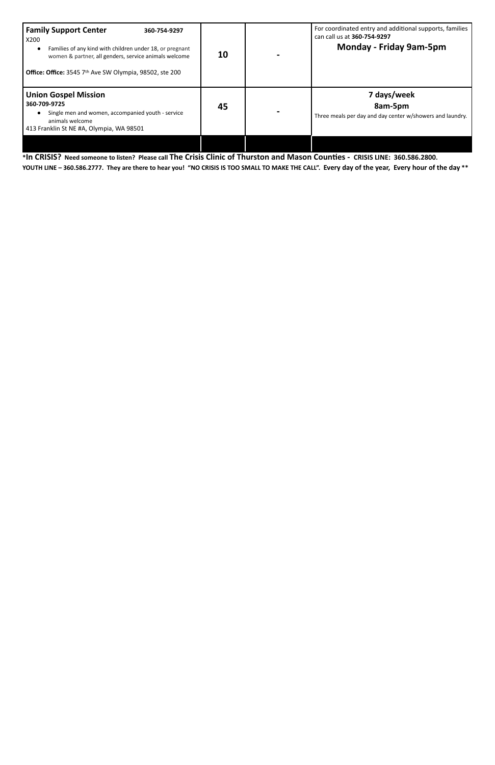| | | | |
|---|---|---|---|
| **Family Support Center** **360-754-9297** X200 <br>• Families of any kind with children under 18, or pregnant women & partner, all genders, service animals welcome <br>**Office: Office:** 3545 7th Ave SW Olympia, 98502, ste 200 | **10** | **-** | For coordinated entry and additional supports, families can call us at **360-754-9297** <br>**Monday - Friday 9am-5pm** |
| **Union Gospel Mission** <br>**360-709-9725** <br>• Single men and women, accompanied youth - service animals welcome <br>413 Franklin St NE #A, Olympia, WA 98501 | **45** | **-** | **7 days/week** <br>**8am-5pm** <br>Three meals per day and day center w/showers and laundry. |
| | | | |

**\*In CRISIS? Need someone to listen? Please call The Crisis Clinic of Thurston and Mason Counties - CRISIS LINE: 360.586.2800. YOUTH LINE – 360.586.2777. They are there to hear you! "NO CRISIS IS TOO SMALL TO MAKE THE CALL". Every day of the year, Every hour of the day \*\***